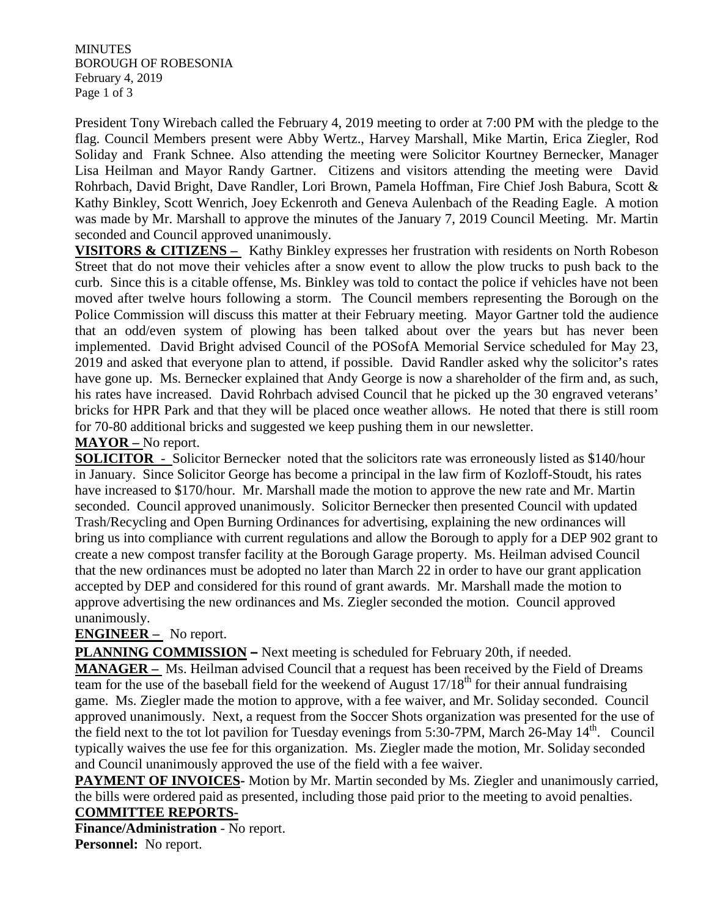MINUTES
BOROUGH OF ROBESONIA
February 4, 2019

President Tony Wirebach called the February 4, 2019 meeting to order at 7:00 PM with the pledge to the flag. Council Members present were Abby Wertz., Harvey Marshall, Mike Martin, Erica Ziegler, Rod Soliday and Frank Schnee. Also attending the meeting were Solicitor Kourtney Bernecker, Manager Lisa Heilman and Mayor Randy Gartner. Citizens and visitors attending the meeting were David Rohrbach, David Bright, Dave Randler, Lori Brown, Pamela Hoffman, Fire Chief Josh Babura, Scott & Kathy Binkley, Scott Wenrich, Joey Eckenroth and Geneva Aulenbach of the Reading Eagle. A motion was made by Mr. Marshall to approve the minutes of the January 7, 2019 Council Meeting. Mr. Martin seconded and Council approved unanimously.

**VISITORS & CITIZENS –** Kathy Binkley expresses her frustration with residents on North Robeson Street that do not move their vehicles after a snow event to allow the plow trucks to push back to the curb. Since this is a citable offense, Ms. Binkley was told to contact the police if vehicles have not been moved after twelve hours following a storm. The Council members representing the Borough on the Police Commission will discuss this matter at their February meeting. Mayor Gartner told the audience that an odd/even system of plowing has been talked about over the years but has never been implemented. David Bright advised Council of the POSofA Memorial Service scheduled for May 23, 2019 and asked that everyone plan to attend, if possible. David Randler asked why the solicitor's rates have gone up. Ms. Bernecker explained that Andy George is now a shareholder of the firm and, as such, his rates have increased. David Rohrbach advised Council that he picked up the 30 engraved veterans' bricks for HPR Park and that they will be placed once weather allows. He noted that there is still room for 70-80 additional bricks and suggested we keep pushing them in our newsletter.

**MAYOR –** No report.

**SOLICITOR -** Solicitor Bernecker noted that the solicitors rate was erroneously listed as $140/hour in January. Since Solicitor George has become a principal in the law firm of Kozloff-Stoudt, his rates have increased to $170/hour. Mr. Marshall made the motion to approve the new rate and Mr. Martin seconded. Council approved unanimously. Solicitor Bernecker then presented Council with updated Trash/Recycling and Open Burning Ordinances for advertising, explaining the new ordinances will bring us into compliance with current regulations and allow the Borough to apply for a DEP 902 grant to create a new compost transfer facility at the Borough Garage property. Ms. Heilman advised Council that the new ordinances must be adopted no later than March 22 in order to have our grant application accepted by DEP and considered for this round of grant awards. Mr. Marshall made the motion to approve advertising the new ordinances and Ms. Ziegler seconded the motion. Council approved unanimously.

**ENGINEER –** No report.

**PLANNING COMMISSION –** Next meeting is scheduled for February 20th, if needed.

**MANAGER –** Ms. Heilman advised Council that a request has been received by the Field of Dreams team for the use of the baseball field for the weekend of August 17/18th for their annual fundraising game. Ms. Ziegler made the motion to approve, with a fee waiver, and Mr. Soliday seconded. Council approved unanimously. Next, a request from the Soccer Shots organization was presented for the use of the field next to the tot lot pavilion for Tuesday evenings from 5:30-7PM, March 26-May 14th. Council typically waives the use fee for this organization. Ms. Ziegler made the motion, Mr. Soliday seconded and Council unanimously approved the use of the field with a fee waiver.

**PAYMENT OF INVOICES-** Motion by Mr. Martin seconded by Ms. Ziegler and unanimously carried, the bills were ordered paid as presented, including those paid prior to the meeting to avoid penalties.

**COMMITTEE REPORTS-**

**Finance/Administration** - No report.

**Personnel:** No report.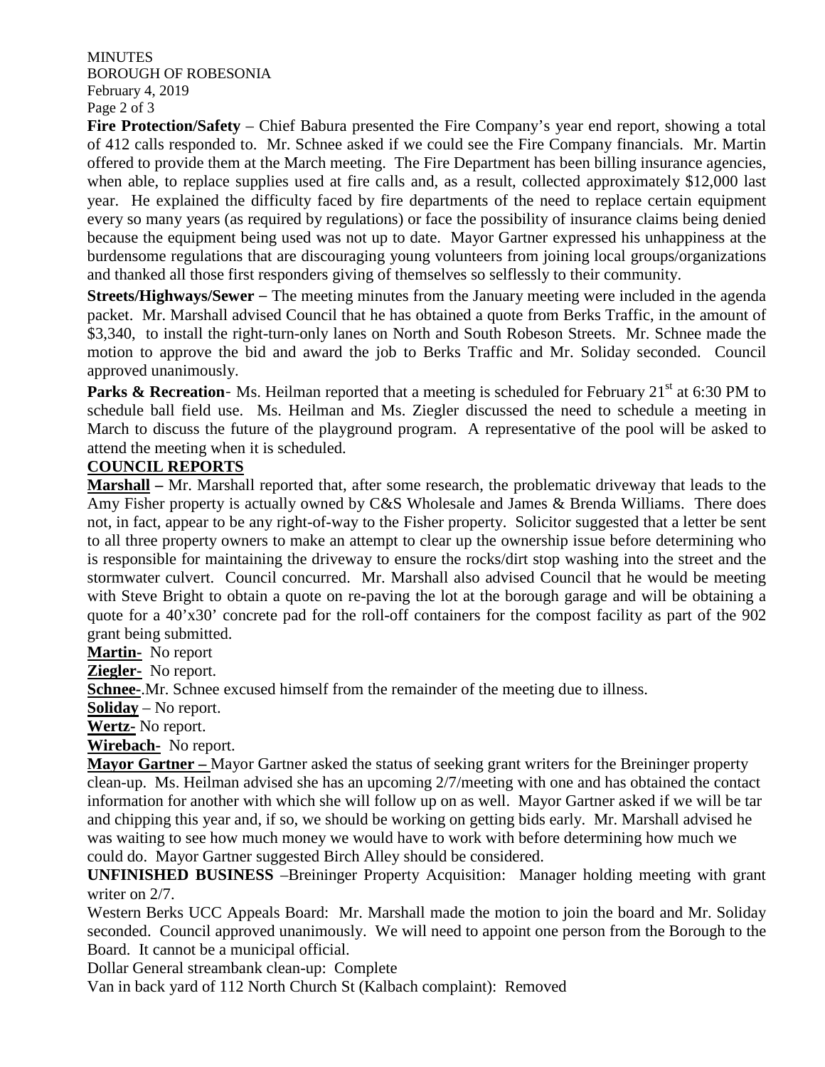**Fire Protection/Safety** – Chief Babura presented the Fire Company's year end report, showing a total of 412 calls responded to. Mr. Schnee asked if we could see the Fire Company financials. Mr. Martin offered to provide them at the March meeting. The Fire Department has been billing insurance agencies, when able, to replace supplies used at fire calls and, as a result, collected approximately $12,000 last year. He explained the difficulty faced by fire departments of the need to replace certain equipment every so many years (as required by regulations) or face the possibility of insurance claims being denied because the equipment being used was not up to date. Mayor Gartner expressed his unhappiness at the burdensome regulations that are discouraging young volunteers from joining local groups/organizations and thanked all those first responders giving of themselves so selflessly to their community.

**Streets/Highways/Sewer** – The meeting minutes from the January meeting were included in the agenda packet. Mr. Marshall advised Council that he has obtained a quote from Berks Traffic, in the amount of $3,340, to install the right-turn-only lanes on North and South Robeson Streets. Mr. Schnee made the motion to approve the bid and award the job to Berks Traffic and Mr. Soliday seconded. Council approved unanimously.

**Parks & Recreation**- Ms. Heilman reported that a meeting is scheduled for February 21st at 6:30 PM to schedule ball field use. Ms. Heilman and Ms. Ziegler discussed the need to schedule a meeting in March to discuss the future of the playground program. A representative of the pool will be asked to attend the meeting when it is scheduled.

## COUNCIL REPORTS

**Marshall –** Mr. Marshall reported that, after some research, the problematic driveway that leads to the Amy Fisher property is actually owned by C&S Wholesale and James & Brenda Williams. There does not, in fact, appear to be any right-of-way to the Fisher property. Solicitor suggested that a letter be sent to all three property owners to make an attempt to clear up the ownership issue before determining who is responsible for maintaining the driveway to ensure the rocks/dirt stop washing into the street and the stormwater culvert. Council concurred. Mr. Marshall also advised Council that he would be meeting with Steve Bright to obtain a quote on re-paving the lot at the borough garage and will be obtaining a quote for a 40'x30' concrete pad for the roll-off containers for the compost facility as part of the 902 grant being submitted.

**Martin-** No report

**Ziegler-** No report.

**Schnee-**.Mr. Schnee excused himself from the remainder of the meeting due to illness.

**Soliday** – No report.

**Wertz-** No report.

**Wirebach-** No report.

**Mayor Gartner –** Mayor Gartner asked the status of seeking grant writers for the Breininger property clean-up. Ms. Heilman advised she has an upcoming 2/7/meeting with one and has obtained the contact information for another with which she will follow up on as well. Mayor Gartner asked if we will be tar and chipping this year and, if so, we should be working on getting bids early. Mr. Marshall advised he was waiting to see how much money we would have to work with before determining how much we could do. Mayor Gartner suggested Birch Alley should be considered.

**UNFINISHED BUSINESS** –Breininger Property Acquisition: Manager holding meeting with grant writer on 2/7.

Western Berks UCC Appeals Board: Mr. Marshall made the motion to join the board and Mr. Soliday seconded. Council approved unanimously. We will need to appoint one person from the Borough to the Board. It cannot be a municipal official.

Dollar General streambank clean-up: Complete

Van in back yard of 112 North Church St (Kalbach complaint): Removed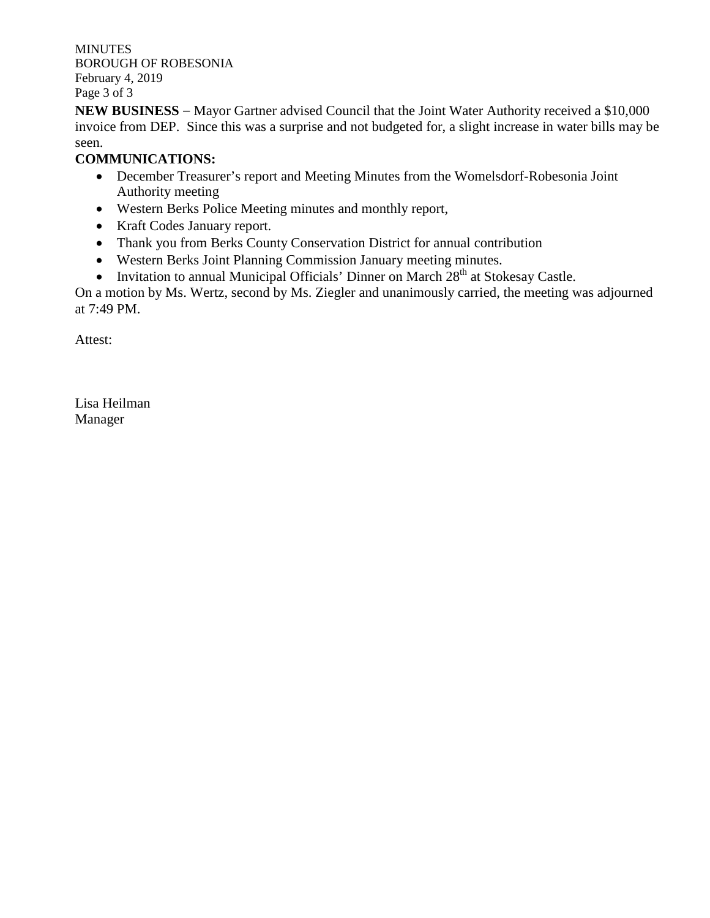**NEW BUSINESS** – Mayor Gartner advised Council that the Joint Water Authority received a $10,000 invoice from DEP. Since this was a surprise and not budgeted for, a slight increase in water bills may be seen.

**COMMUNICATIONS:**

- December Treasurer's report and Meeting Minutes from the Womelsdorf-Robesonia Joint Authority meeting
- Western Berks Police Meeting minutes and monthly report,
- Kraft Codes January report.
- Thank you from Berks County Conservation District for annual contribution
- Western Berks Joint Planning Commission January meeting minutes.
- Invitation to annual Municipal Officials' Dinner on March 28th at Stokesay Castle.

On a motion by Ms. Wertz, second by Ms. Ziegler and unanimously carried, the meeting was adjourned at 7:49 PM.

Attest:

Lisa Heilman
Manager